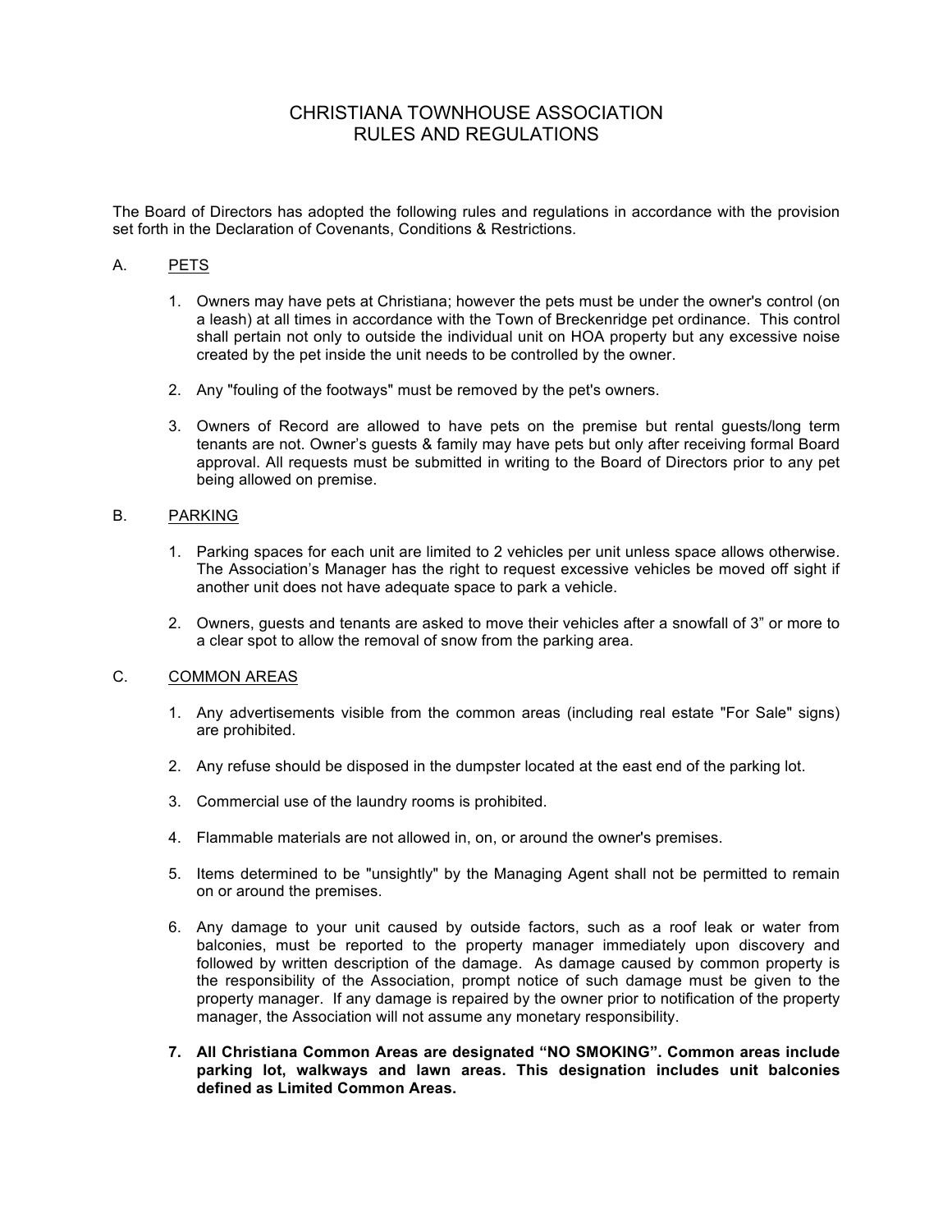# CHRISTIANA TOWNHOUSE ASSOCIATION
## RULES AND REGULATIONS

The Board of Directors has adopted the following rules and regulations in accordance with the provision set forth in the Declaration of Covenants, Conditions & Restrictions.

A. PETS

1. Owners may have pets at Christiana; however the pets must be under the owner's control (on a leash) at all times in accordance with the Town of Breckenridge pet ordinance. This control shall pertain not only to outside the individual unit on HOA property but any excessive noise created by the pet inside the unit needs to be controlled by the owner.

2. Any "fouling of the footways" must be removed by the pet's owners.

3. Owners of Record are allowed to have pets on the premise but rental guests/long term tenants are not. Owner's guests & family may have pets but only after receiving formal Board approval. All requests must be submitted in writing to the Board of Directors prior to any pet being allowed on premise.

B. PARKING

1. Parking spaces for each unit are limited to 2 vehicles per unit unless space allows otherwise. The Association's Manager has the right to request excessive vehicles be moved off sight if another unit does not have adequate space to park a vehicle.

2. Owners, guests and tenants are asked to move their vehicles after a snowfall of 3" or more to a clear spot to allow the removal of snow from the parking area.

C. COMMON AREAS

1. Any advertisements visible from the common areas (including real estate "For Sale" signs) are prohibited.

2. Any refuse should be disposed in the dumpster located at the east end of the parking lot.

3. Commercial use of the laundry rooms is prohibited.

4. Flammable materials are not allowed in, on, or around the owner's premises.

5. Items determined to be "unsightly" by the Managing Agent shall not be permitted to remain on or around the premises.

6. Any damage to your unit caused by outside factors, such as a roof leak or water from balconies, must be reported to the property manager immediately upon discovery and followed by written description of the damage. As damage caused by common property is the responsibility of the Association, prompt notice of such damage must be given to the property manager. If any damage is repaired by the owner prior to notification of the property manager, the Association will not assume any monetary responsibility.

7. **All Christiana Common Areas are designated "NO SMOKING". Common areas include parking lot, walkways and lawn areas. This designation includes unit balconies defined as Limited Common Areas.**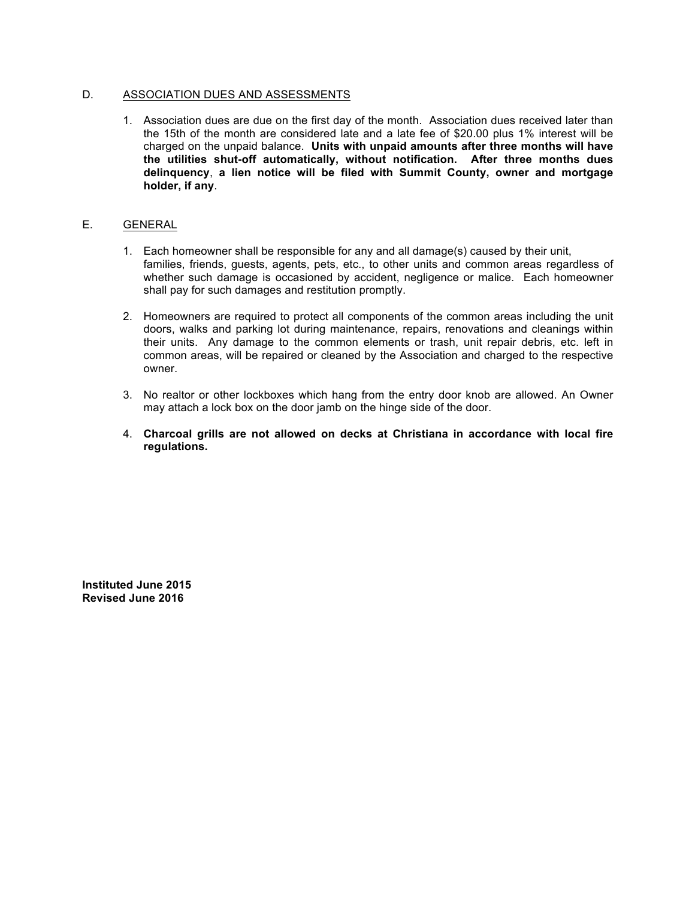D. <u>ASSOCIATION DUES AND ASSESSMENTS</u>

1. Association dues are due on the first day of the month. Association dues received later than the 15th of the month are considered late and a late fee of $20.00 plus 1% interest will be charged on the unpaid balance. **Units with unpaid amounts after three months will have the utilities shut-off automatically, without notification. After three months dues delinquency**, **a lien notice will be filed with Summit County, owner and mortgage holder, if any**.

E. <u>GENERAL</u>

1. Each homeowner shall be responsible for any and all damage(s) caused by their unit, families, friends, guests, agents, pets, etc., to other units and common areas regardless of whether such damage is occasioned by accident, negligence or malice. Each homeowner shall pay for such damages and restitution promptly.

2. Homeowners are required to protect all components of the common areas including the unit doors, walks and parking lot during maintenance, repairs, renovations and cleanings within their units. Any damage to the common elements or trash, unit repair debris, etc. left in common areas, will be repaired or cleaned by the Association and charged to the respective owner.

3. No realtor or other lockboxes which hang from the entry door knob are allowed. An Owner may attach a lock box on the door jamb on the hinge side of the door.

4. **Charcoal grills are not allowed on decks at Christiana in accordance with local fire regulations.**

**Instituted June 2015**
**Revised June 2016**